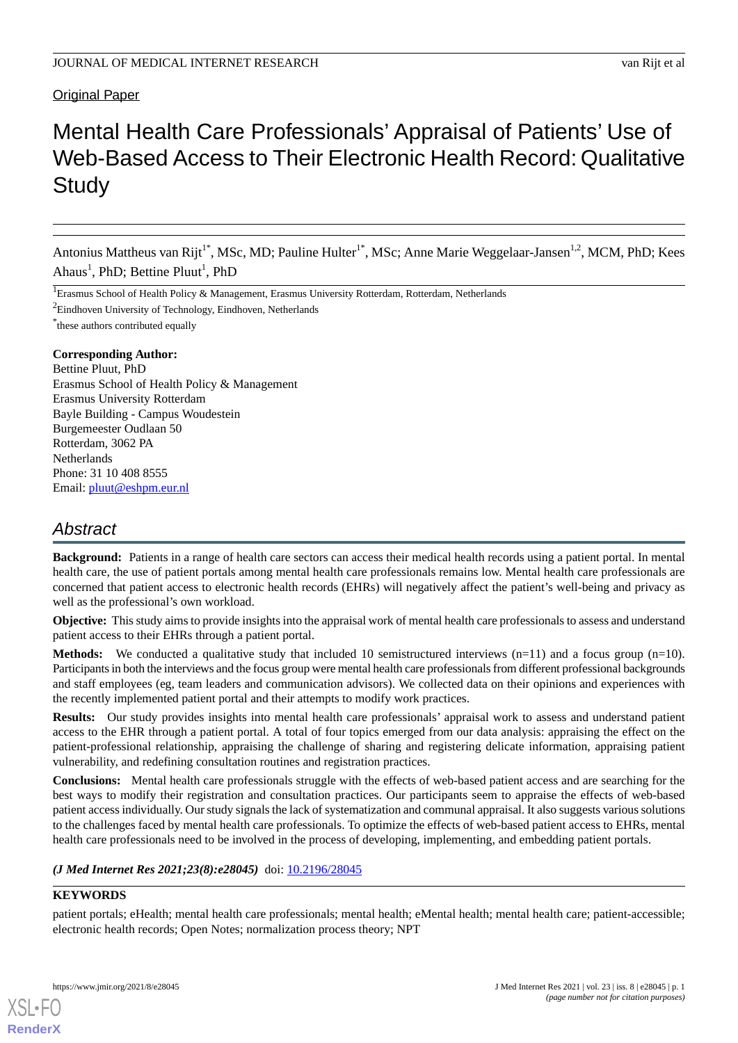Original Paper

# Mental Health Care Professionals' Appraisal of Patients' Use of Web-Based Access to Their Electronic Health Record: Qualitative Study

Antonius Mattheus van Rijt[1*], MSc, MD; Pauline Hulter[1*], MSc; Anne Marie Weggelaar-Jansen[1,2], MCM, PhD; Kees Ahaus[1], PhD; Bettine Pluut[1], PhD

[1]Erasmus School of Health Policy & Management, Erasmus University Rotterdam, Rotterdam, Netherlands

[2]Eindhoven University of Technology, Eindhoven, Netherlands

[*]these authors contributed equally

**Corresponding Author:**
Bettine Pluut, PhD
Erasmus School of Health Policy & Management
Erasmus University Rotterdam
Bayle Building - Campus Woudestein
Burgemeester Oudlaan 50
Rotterdam, 3062 PA
Netherlands
Phone: 31 10 408 8555
Email: pluut@eshpm.eur.nl

## Abstract

**Background:** Patients in a range of health care sectors can access their medical health records using a patient portal. In mental health care, the use of patient portals among mental health care professionals remains low. Mental health care professionals are concerned that patient access to electronic health records (EHRs) will negatively affect the patient's well-being and privacy as well as the professional's own workload.

**Objective:** This study aims to provide insights into the appraisal work of mental health care professionals to assess and understand patient access to their EHRs through a patient portal.

**Methods:** We conducted a qualitative study that included 10 semistructured interviews (n=11) and a focus group (n=10). Participants in both the interviews and the focus group were mental health care professionals from different professional backgrounds and staff employees (eg, team leaders and communication advisors). We collected data on their opinions and experiences with the recently implemented patient portal and their attempts to modify work practices.

**Results:** Our study provides insights into mental health care professionals' appraisal work to assess and understand patient access to the EHR through a patient portal. A total of four topics emerged from our data analysis: appraising the effect on the patient-professional relationship, appraising the challenge of sharing and registering delicate information, appraising patient vulnerability, and redefining consultation routines and registration practices.

**Conclusions:** Mental health care professionals struggle with the effects of web-based patient access and are searching for the best ways to modify their registration and consultation practices. Our participants seem to appraise the effects of web-based patient access individually. Our study signals the lack of systematization and communal appraisal. It also suggests various solutions to the challenges faced by mental health care professionals. To optimize the effects of web-based patient access to EHRs, mental health care professionals need to be involved in the process of developing, implementing, and embedding patient portals.

***(J Med Internet Res 2021;23(8):e28045)*** doi: 10.2196/28045

**KEYWORDS**

patient portals; eHealth; mental health care professionals; mental health; eMental health; mental health care; patient-accessible; electronic health records; Open Notes; normalization process theory; NPT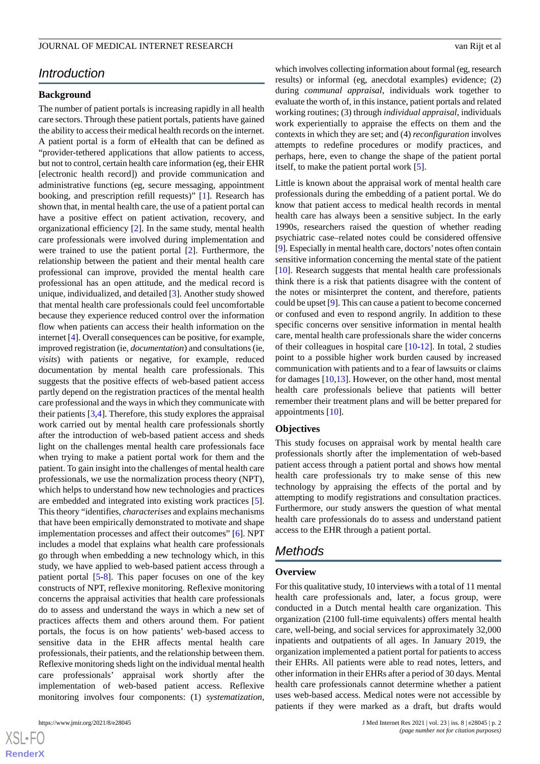## Introduction

### Background

The number of patient portals is increasing rapidly in all health care sectors. Through these patient portals, patients have gained the ability to access their medical health records on the internet. A patient portal is a form of eHealth that can be defined as "provider-tethered applications that allow patients to access, but not to control, certain health care information (eg, their EHR [electronic health record]) and provide communication and administrative functions (eg, secure messaging, appointment booking, and prescription refill requests)" [1]. Research has shown that, in mental health care, the use of a patient portal can have a positive effect on patient activation, recovery, and organizational efficiency [2]. In the same study, mental health care professionals were involved during implementation and were trained to use the patient portal [2]. Furthermore, the relationship between the patient and their mental health care professional can improve, provided the mental health care professional has an open attitude, and the medical record is unique, individualized, and detailed [3]. Another study showed that mental health care professionals could feel uncomfortable because they experience reduced control over the information flow when patients can access their health information on the internet [4]. Overall consequences can be positive, for example, improved registration (ie, *documentation*) and consultations (ie, *visits*) with patients or negative, for example, reduced documentation by mental health care professionals. This suggests that the positive effects of web-based patient access partly depend on the registration practices of the mental health care professional and the ways in which they communicate with their patients [3,4]. Therefore, this study explores the appraisal work carried out by mental health care professionals shortly after the introduction of web-based patient access and sheds light on the challenges mental health care professionals face when trying to make a patient portal work for them and the patient. To gain insight into the challenges of mental health care professionals, we use the normalization process theory (NPT), which helps to understand how new technologies and practices are embedded and integrated into existing work practices [5]. This theory "identifies, *characterises* and explains mechanisms that have been empirically demonstrated to motivate and shape implementation processes and affect their outcomes" [6]. NPT includes a model that explains what health care professionals go through when embedding a new technology which, in this study, we have applied to web-based patient access through a patient portal [5-8]. This paper focuses on one of the key constructs of NPT, reflexive monitoring. Reflexive monitoring concerns the appraisal activities that health care professionals do to assess and understand the ways in which a new set of practices affects them and others around them. For patient portals, the focus is on how patients' web-based access to sensitive data in the EHR affects mental health care professionals, their patients, and the relationship between them. Reflexive monitoring sheds light on the individual mental health care professionals' appraisal work shortly after the implementation of web-based patient access. Reflexive monitoring involves four components: (1) *systematization*, which involves collecting information about formal (eg, research results) or informal (eg, anecdotal examples) evidence; (2) during *communal appraisal*, individuals work together to evaluate the worth of, in this instance, patient portals and related working routines; (3) through *individual appraisal*, individuals work experientially to appraise the effects on them and the contexts in which they are set; and (4) *reconfiguration* involves attempts to redefine procedures or modify practices, and perhaps, here, even to change the shape of the patient portal itself, to make the patient portal work [5].

Little is known about the appraisal work of mental health care professionals during the embedding of a patient portal. We do know that patient access to medical health records in mental health care has always been a sensitive subject. In the early 1990s, researchers raised the question of whether reading psychiatric case–related notes could be considered offensive [9]. Especially in mental health care, doctors' notes often contain sensitive information concerning the mental state of the patient [10]. Research suggests that mental health care professionals think there is a risk that patients disagree with the content of the notes or misinterpret the content, and therefore, patients could be upset [9]. This can cause a patient to become concerned or confused and even to respond angrily. In addition to these specific concerns over sensitive information in mental health care, mental health care professionals share the wider concerns of their colleagues in hospital care [10-12]. In total, 2 studies point to a possible higher work burden caused by increased communication with patients and to a fear of lawsuits or claims for damages [10,13]. However, on the other hand, most mental health care professionals believe that patients will better remember their treatment plans and will be better prepared for appointments [10].

### Objectives

This study focuses on appraisal work by mental health care professionals shortly after the implementation of web-based patient access through a patient portal and shows how mental health care professionals try to make sense of this new technology by appraising the effects of the portal and by attempting to modify registrations and consultation practices. Furthermore, our study answers the question of what mental health care professionals do to assess and understand patient access to the EHR through a patient portal.

## Methods

### Overview

For this qualitative study, 10 interviews with a total of 11 mental health care professionals and, later, a focus group, were conducted in a Dutch mental health care organization. This organization (2100 full-time equivalents) offers mental health care, well-being, and social services for approximately 32,000 inpatients and outpatients of all ages. In January 2019, the organization implemented a patient portal for patients to access their EHRs. All patients were able to read notes, letters, and other information in their EHRs after a period of 30 days. Mental health care professionals cannot determine whether a patient uses web-based access. Medical notes were not accessible by patients if they were marked as a draft, but drafts would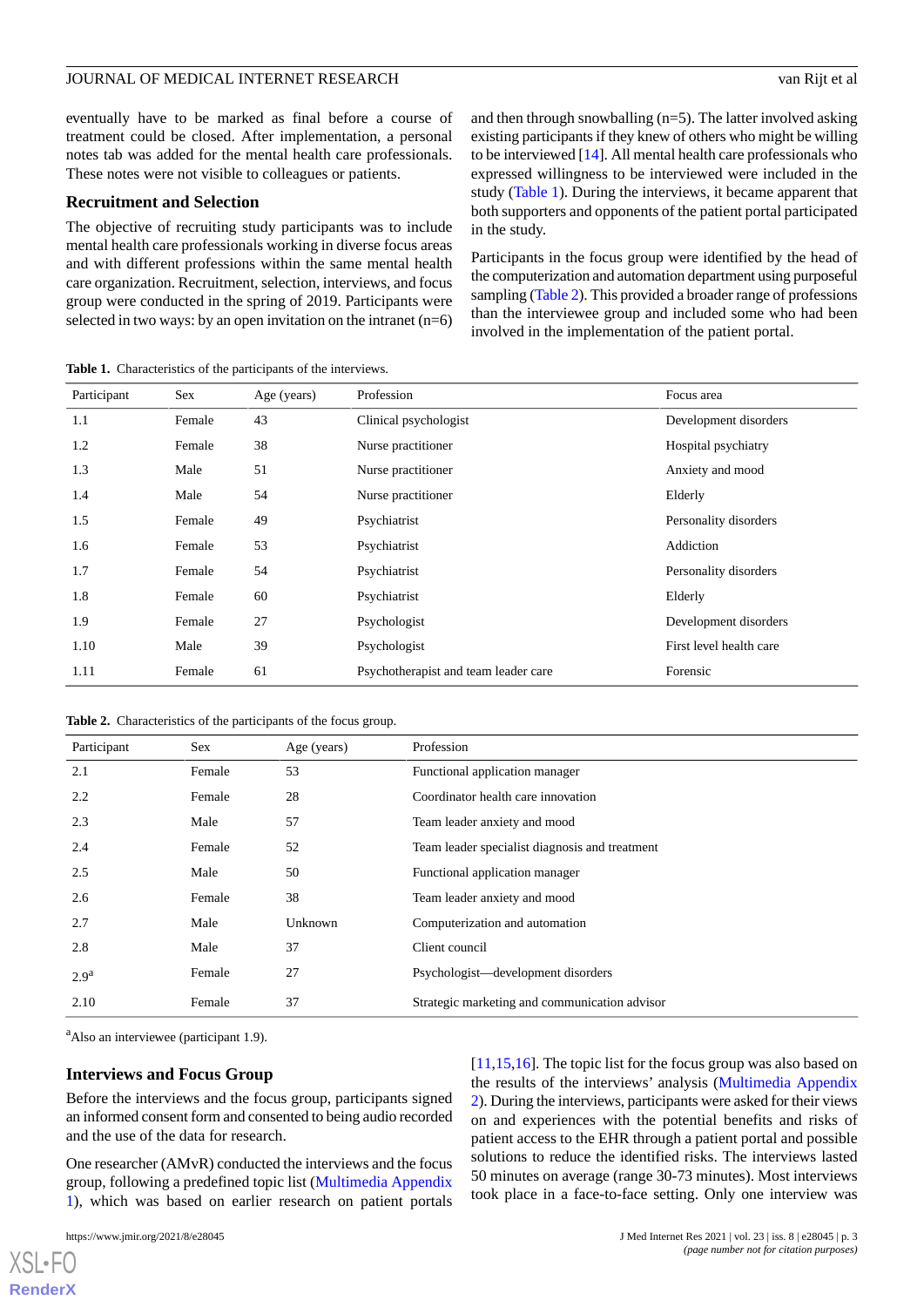eventually have to be marked as final before a course of treatment could be closed. After implementation, a personal notes tab was added for the mental health care professionals. These notes were not visible to colleagues or patients.

## Recruitment and Selection

The objective of recruiting study participants was to include mental health care professionals working in diverse focus areas and with different professions within the same mental health care organization. Recruitment, selection, interviews, and focus group were conducted in the spring of 2019. Participants were selected in two ways: by an open invitation on the intranet (n=6) and then through snowballing (n=5). The latter involved asking existing participants if they knew of others who might be willing to be interviewed [14]. All mental health care professionals who expressed willingness to be interviewed were included in the study (Table 1). During the interviews, it became apparent that both supporters and opponents of the patient portal participated in the study.

Participants in the focus group were identified by the head of the computerization and automation department using purposeful sampling (Table 2). This provided a broader range of professions than the interviewee group and included some who had been involved in the implementation of the patient portal.

**Table 1.** Characteristics of the participants of the interviews.

| Participant | Sex | Age (years) | Profession | Focus area |
|---|---|---|---|---|
| 1.1 | Female | 43 | Clinical psychologist | Development disorders |
| 1.2 | Female | 38 | Nurse practitioner | Hospital psychiatry |
| 1.3 | Male | 51 | Nurse practitioner | Anxiety and mood |
| 1.4 | Male | 54 | Nurse practitioner | Elderly |
| 1.5 | Female | 49 | Psychiatrist | Personality disorders |
| 1.6 | Female | 53 | Psychiatrist | Addiction |
| 1.7 | Female | 54 | Psychiatrist | Personality disorders |
| 1.8 | Female | 60 | Psychiatrist | Elderly |
| 1.9 | Female | 27 | Psychologist | Development disorders |
| 1.10 | Male | 39 | Psychologist | First level health care |
| 1.11 | Female | 61 | Psychotherapist and team leader care | Forensic |

**Table 2.** Characteristics of the participants of the focus group.

| Participant | Sex | Age (years) | Profession |
|---|---|---|---|
| 2.1 | Female | 53 | Functional application manager |
| 2.2 | Female | 28 | Coordinator health care innovation |
| 2.3 | Male | 57 | Team leader anxiety and mood |
| 2.4 | Female | 52 | Team leader specialist diagnosis and treatment |
| 2.5 | Male | 50 | Functional application manager |
| 2.6 | Female | 38 | Team leader anxiety and mood |
| 2.7 | Male | Unknown | Computerization and automation |
| 2.8 | Male | 37 | Client council |
| 2.9[a] | Female | 27 | Psychologist—development disorders |
| 2.10 | Female | 37 | Strategic marketing and communication advisor |

[a]Also an interviewee (participant 1.9).

## Interviews and Focus Group

Before the interviews and the focus group, participants signed an informed consent form and consented to being audio recorded and the use of the data for research.

One researcher (AMvR) conducted the interviews and the focus group, following a predefined topic list (Multimedia Appendix 1), which was based on earlier research on patient portals [11,15,16]. The topic list for the focus group was also based on the results of the interviews' analysis (Multimedia Appendix 2). During the interviews, participants were asked for their views on and experiences with the potential benefits and risks of patient access to the EHR through a patient portal and possible solutions to reduce the identified risks. The interviews lasted 50 minutes on average (range 30-73 minutes). Most interviews took place in a face-to-face setting. Only one interview was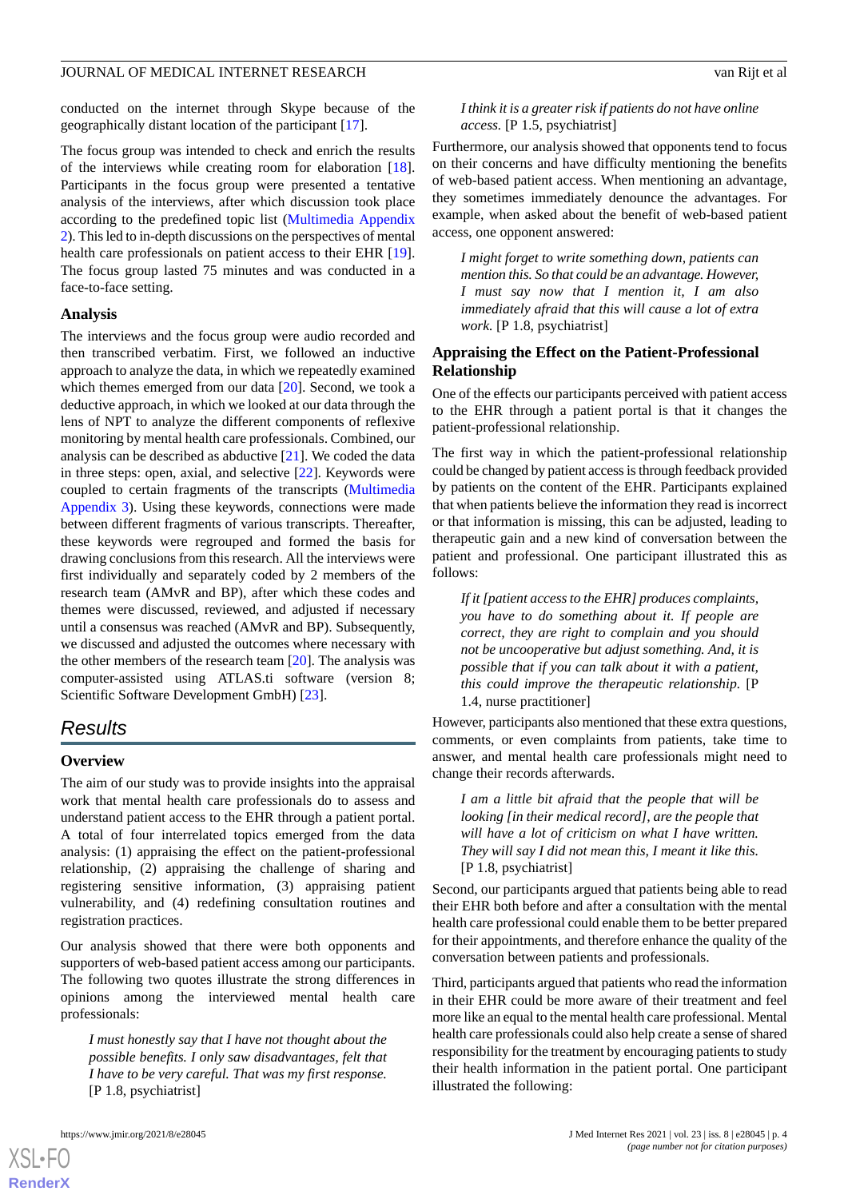conducted on the internet through Skype because of the geographically distant location of the participant [17].

The focus group was intended to check and enrich the results of the interviews while creating room for elaboration [18]. Participants in the focus group were presented a tentative analysis of the interviews, after which discussion took place according to the predefined topic list (Multimedia Appendix 2). This led to in-depth discussions on the perspectives of mental health care professionals on patient access to their EHR [19]. The focus group lasted 75 minutes and was conducted in a face-to-face setting.

### Analysis

The interviews and the focus group were audio recorded and then transcribed verbatim. First, we followed an inductive approach to analyze the data, in which we repeatedly examined which themes emerged from our data [20]. Second, we took a deductive approach, in which we looked at our data through the lens of NPT to analyze the different components of reflexive monitoring by mental health care professionals. Combined, our analysis can be described as abductive [21]. We coded the data in three steps: open, axial, and selective [22]. Keywords were coupled to certain fragments of the transcripts (Multimedia Appendix 3). Using these keywords, connections were made between different fragments of various transcripts. Thereafter, these keywords were regrouped and formed the basis for drawing conclusions from this research. All the interviews were first individually and separately coded by 2 members of the research team (AMvR and BP), after which these codes and themes were discussed, reviewed, and adjusted if necessary until a consensus was reached (AMvR and BP). Subsequently, we discussed and adjusted the outcomes where necessary with the other members of the research team [20]. The analysis was computer-assisted using ATLAS.ti software (version 8; Scientific Software Development GmbH) [23].

## Results

### Overview

The aim of our study was to provide insights into the appraisal work that mental health care professionals do to assess and understand patient access to the EHR through a patient portal. A total of four interrelated topics emerged from the data analysis: (1) appraising the effect on the patient-professional relationship, (2) appraising the challenge of sharing and registering sensitive information, (3) appraising patient vulnerability, and (4) redefining consultation routines and registration practices.

Our analysis showed that there were both opponents and supporters of web-based patient access among our participants. The following two quotes illustrate the strong differences in opinions among the interviewed mental health care professionals:

> *I must honestly say that I have not thought about the possible benefits. I only saw disadvantages, felt that I have to be very careful. That was my first response.* [P 1.8, psychiatrist]

> *I think it is a greater risk if patients do not have online access.* [P 1.5, psychiatrist]

Furthermore, our analysis showed that opponents tend to focus on their concerns and have difficulty mentioning the benefits of web-based patient access. When mentioning an advantage, they sometimes immediately denounce the advantages. For example, when asked about the benefit of web-based patient access, one opponent answered:

> *I might forget to write something down, patients can mention this. So that could be an advantage. However, I must say now that I mention it, I am also immediately afraid that this will cause a lot of extra work.* [P 1.8, psychiatrist]

### Appraising the Effect on the Patient-Professional Relationship

One of the effects our participants perceived with patient access to the EHR through a patient portal is that it changes the patient-professional relationship.

The first way in which the patient-professional relationship could be changed by patient access is through feedback provided by patients on the content of the EHR. Participants explained that when patients believe the information they read is incorrect or that information is missing, this can be adjusted, leading to therapeutic gain and a new kind of conversation between the patient and professional. One participant illustrated this as follows:

> *If it [patient access to the EHR] produces complaints, you have to do something about it. If people are correct, they are right to complain and you should not be uncooperative but adjust something. And, it is possible that if you can talk about it with a patient, this could improve the therapeutic relationship.* [P 1.4, nurse practitioner]

However, participants also mentioned that these extra questions, comments, or even complaints from patients, take time to answer, and mental health care professionals might need to change their records afterwards.

> *I am a little bit afraid that the people that will be looking [in their medical record], are the people that will have a lot of criticism on what I have written. They will say I did not mean this, I meant it like this.* [P 1.8, psychiatrist]

Second, our participants argued that patients being able to read their EHR both before and after a consultation with the mental health care professional could enable them to be better prepared for their appointments, and therefore enhance the quality of the conversation between patients and professionals.

Third, participants argued that patients who read the information in their EHR could be more aware of their treatment and feel more like an equal to the mental health care professional. Mental health care professionals could also help create a sense of shared responsibility for the treatment by encouraging patients to study their health information in the patient portal. One participant illustrated the following: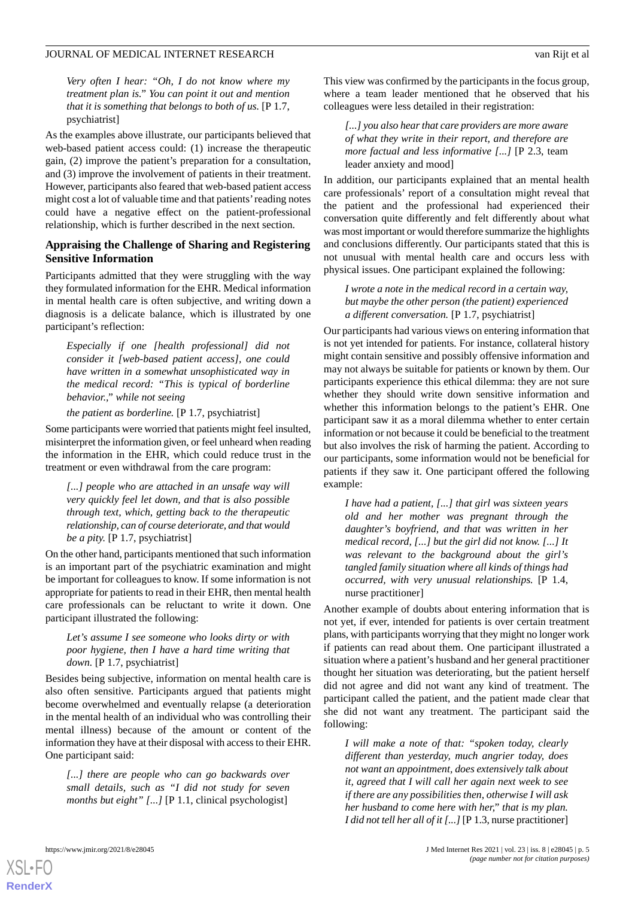*Very often I hear: "Oh, I do not know where my treatment plan is." You can point it out and mention that it is something that belongs to both of us.* [P 1.7, psychiatrist]

As the examples above illustrate, our participants believed that web-based patient access could: (1) increase the therapeutic gain, (2) improve the patient's preparation for a consultation, and (3) improve the involvement of patients in their treatment. However, participants also feared that web-based patient access might cost a lot of valuable time and that patients' reading notes could have a negative effect on the patient-professional relationship, which is further described in the next section.

### Appraising the Challenge of Sharing and Registering Sensitive Information

Participants admitted that they were struggling with the way they formulated information for the EHR. Medical information in mental health care is often subjective, and writing down a diagnosis is a delicate balance, which is illustrated by one participant's reflection:

> *Especially if one [health professional] did not consider it [web-based patient access], one could have written in a somewhat unsophisticated way in the medical record: "This is typical of borderline behavior.," while not seeing*
>
> *the patient as borderline.* [P 1.7, psychiatrist]

Some participants were worried that patients might feel insulted, misinterpret the information given, or feel unheard when reading the information in the EHR, which could reduce trust in the treatment or even withdrawal from the care program:

> *[...] people who are attached in an unsafe way will very quickly feel let down, and that is also possible through text, which, getting back to the therapeutic relationship, can of course deteriorate, and that would be a pity.* [P 1.7, psychiatrist]

On the other hand, participants mentioned that such information is an important part of the psychiatric examination and might be important for colleagues to know. If some information is not appropriate for patients to read in their EHR, then mental health care professionals can be reluctant to write it down. One participant illustrated the following:

> *Let's assume I see someone who looks dirty or with poor hygiene, then I have a hard time writing that down.* [P 1.7, psychiatrist]

Besides being subjective, information on mental health care is also often sensitive. Participants argued that patients might become overwhelmed and eventually relapse (a deterioration in the mental health of an individual who was controlling their mental illness) because of the amount or content of the information they have at their disposal with access to their EHR. One participant said:

> *[...] there are people who can go backwards over small details, such as "I did not study for seven months but eight" [...]* [P 1.1, clinical psychologist]

This view was confirmed by the participants in the focus group, where a team leader mentioned that he observed that his colleagues were less detailed in their registration:

> *[...] you also hear that care providers are more aware of what they write in their report, and therefore are more factual and less informative [...]* [P 2.3, team leader anxiety and mood]

In addition, our participants explained that an mental health care professionals' report of a consultation might reveal that the patient and the professional had experienced their conversation quite differently and felt differently about what was most important or would therefore summarize the highlights and conclusions differently. Our participants stated that this is not unusual with mental health care and occurs less with physical issues. One participant explained the following:

> *I wrote a note in the medical record in a certain way, but maybe the other person (the patient) experienced a different conversation.* [P 1.7, psychiatrist]

Our participants had various views on entering information that is not yet intended for patients. For instance, collateral history might contain sensitive and possibly offensive information and may not always be suitable for patients or known by them. Our participants experience this ethical dilemma: they are not sure whether they should write down sensitive information and whether this information belongs to the patient's EHR. One participant saw it as a moral dilemma whether to enter certain information or not because it could be beneficial to the treatment but also involves the risk of harming the patient. According to our participants, some information would not be beneficial for patients if they saw it. One participant offered the following example:

> *I have had a patient, [...] that girl was sixteen years old and her mother was pregnant through the daughter's boyfriend, and that was written in her medical record, [...] but the girl did not know. [...] It was relevant to the background about the girl's tangled family situation where all kinds of things had occurred, with very unusual relationships.* [P 1.4, nurse practitioner]

Another example of doubts about entering information that is not yet, if ever, intended for patients is over certain treatment plans, with participants worrying that they might no longer work if patients can read about them. One participant illustrated a situation where a patient's husband and her general practitioner thought her situation was deteriorating, but the patient herself did not agree and did not want any kind of treatment. The participant called the patient, and the patient made clear that she did not want any treatment. The participant said the following:

> *I will make a note of that: "spoken today, clearly different than yesterday, much angrier today, does not want an appointment, does extensively talk about it, agreed that I will call her again next week to see if there are any possibilities then, otherwise I will ask her husband to come here with her," that is my plan. I did not tell her all of it [...]* [P 1.3, nurse practitioner]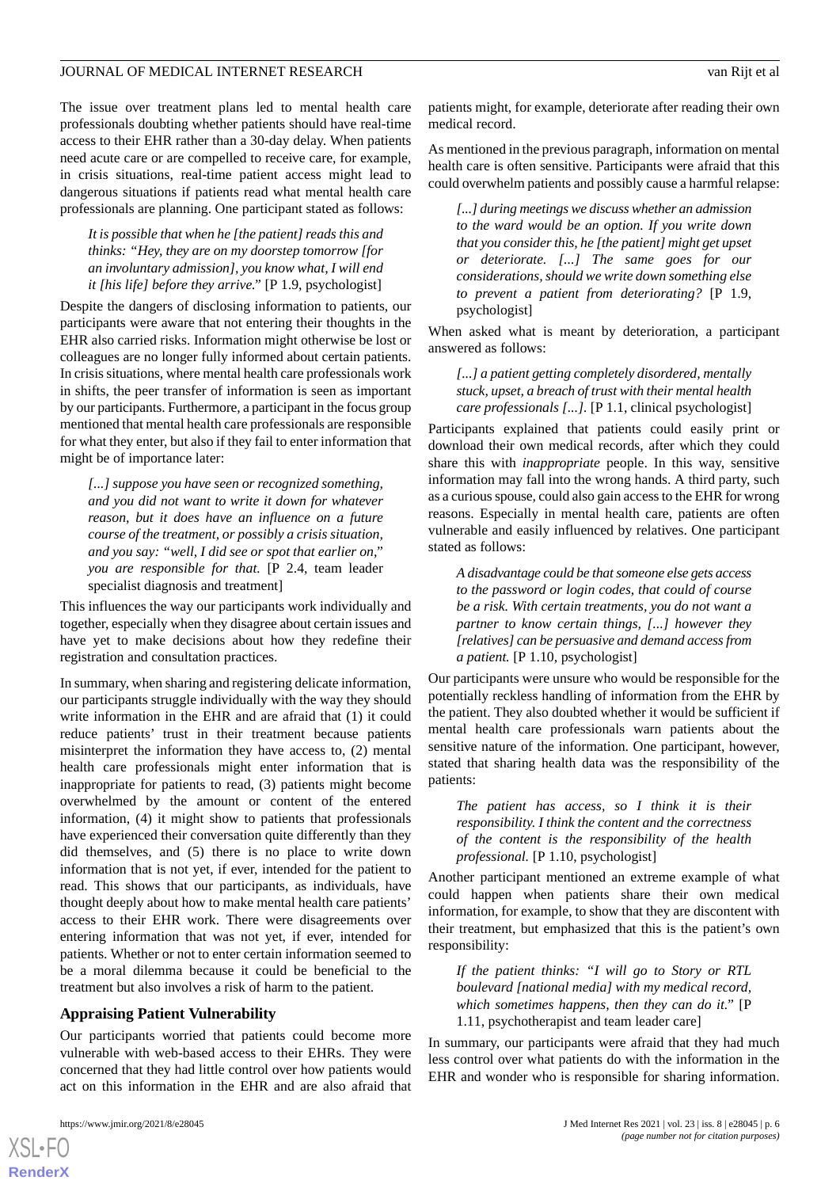The issue over treatment plans led to mental health care professionals doubting whether patients should have real-time access to their EHR rather than a 30-day delay. When patients need acute care or are compelled to receive care, for example, in crisis situations, real-time patient access might lead to dangerous situations if patients read what mental health care professionals are planning. One participant stated as follows:

> *It is possible that when he [the patient] reads this and thinks: "Hey, they are on my doorstep tomorrow [for an involuntary admission], you know what, I will end it [his life] before they arrive."* [P 1.9, psychologist]

Despite the dangers of disclosing information to patients, our participants were aware that not entering their thoughts in the EHR also carried risks. Information might otherwise be lost or colleagues are no longer fully informed about certain patients. In crisis situations, where mental health care professionals work in shifts, the peer transfer of information is seen as important by our participants. Furthermore, a participant in the focus group mentioned that mental health care professionals are responsible for what they enter, but also if they fail to enter information that might be of importance later:

> *[...] suppose you have seen or recognized something, and you did not want to write it down for whatever reason, but it does have an influence on a future course of the treatment, or possibly a crisis situation, and you say: "well, I did see or spot that earlier on," you are responsible for that.* [P 2.4, team leader specialist diagnosis and treatment]

This influences the way our participants work individually and together, especially when they disagree about certain issues and have yet to make decisions about how they redefine their registration and consultation practices.

In summary, when sharing and registering delicate information, our participants struggle individually with the way they should write information in the EHR and are afraid that (1) it could reduce patients' trust in their treatment because patients misinterpret the information they have access to, (2) mental health care professionals might enter information that is inappropriate for patients to read, (3) patients might become overwhelmed by the amount or content of the entered information, (4) it might show to patients that professionals have experienced their conversation quite differently than they did themselves, and (5) there is no place to write down information that is not yet, if ever, intended for the patient to read. This shows that our participants, as individuals, have thought deeply about how to make mental health care patients' access to their EHR work. There were disagreements over entering information that was not yet, if ever, intended for patients. Whether or not to enter certain information seemed to be a moral dilemma because it could be beneficial to the treatment but also involves a risk of harm to the patient.

### Appraising Patient Vulnerability

Our participants worried that patients could become more vulnerable with web-based access to their EHRs. They were concerned that they had little control over how patients would act on this information in the EHR and are also afraid that patients might, for example, deteriorate after reading their own medical record.

As mentioned in the previous paragraph, information on mental health care is often sensitive. Participants were afraid that this could overwhelm patients and possibly cause a harmful relapse:

> *[...] during meetings we discuss whether an admission to the ward would be an option. If you write down that you consider this, he [the patient] might get upset or deteriorate. [...] The same goes for our considerations, should we write down something else to prevent a patient from deteriorating?* [P 1.9, psychologist]

When asked what is meant by deterioration, a participant answered as follows:

> *[...] a patient getting completely disordered, mentally stuck, upset, a breach of trust with their mental health care professionals [...].* [P 1.1, clinical psychologist]

Participants explained that patients could easily print or download their own medical records, after which they could share this with *inappropriate* people. In this way, sensitive information may fall into the wrong hands. A third party, such as a curious spouse, could also gain access to the EHR for wrong reasons. Especially in mental health care, patients are often vulnerable and easily influenced by relatives. One participant stated as follows:

> *A disadvantage could be that someone else gets access to the password or login codes, that could of course be a risk. With certain treatments, you do not want a partner to know certain things, [...] however they [relatives] can be persuasive and demand access from a patient.* [P 1.10, psychologist]

Our participants were unsure who would be responsible for the potentially reckless handling of information from the EHR by the patient. They also doubted whether it would be sufficient if mental health care professionals warn patients about the sensitive nature of the information. One participant, however, stated that sharing health data was the responsibility of the patients:

> *The patient has access, so I think it is their responsibility. I think the content and the correctness of the content is the responsibility of the health professional.* [P 1.10, psychologist]

Another participant mentioned an extreme example of what could happen when patients share their own medical information, for example, to show that they are discontent with their treatment, but emphasized that this is the patient's own responsibility:

> *If the patient thinks: "I will go to Story or RTL boulevard [national media] with my medical record, which sometimes happens, then they can do it."* [P 1.11, psychotherapist and team leader care]

In summary, our participants were afraid that they had much less control over what patients do with the information in the EHR and wonder who is responsible for sharing information.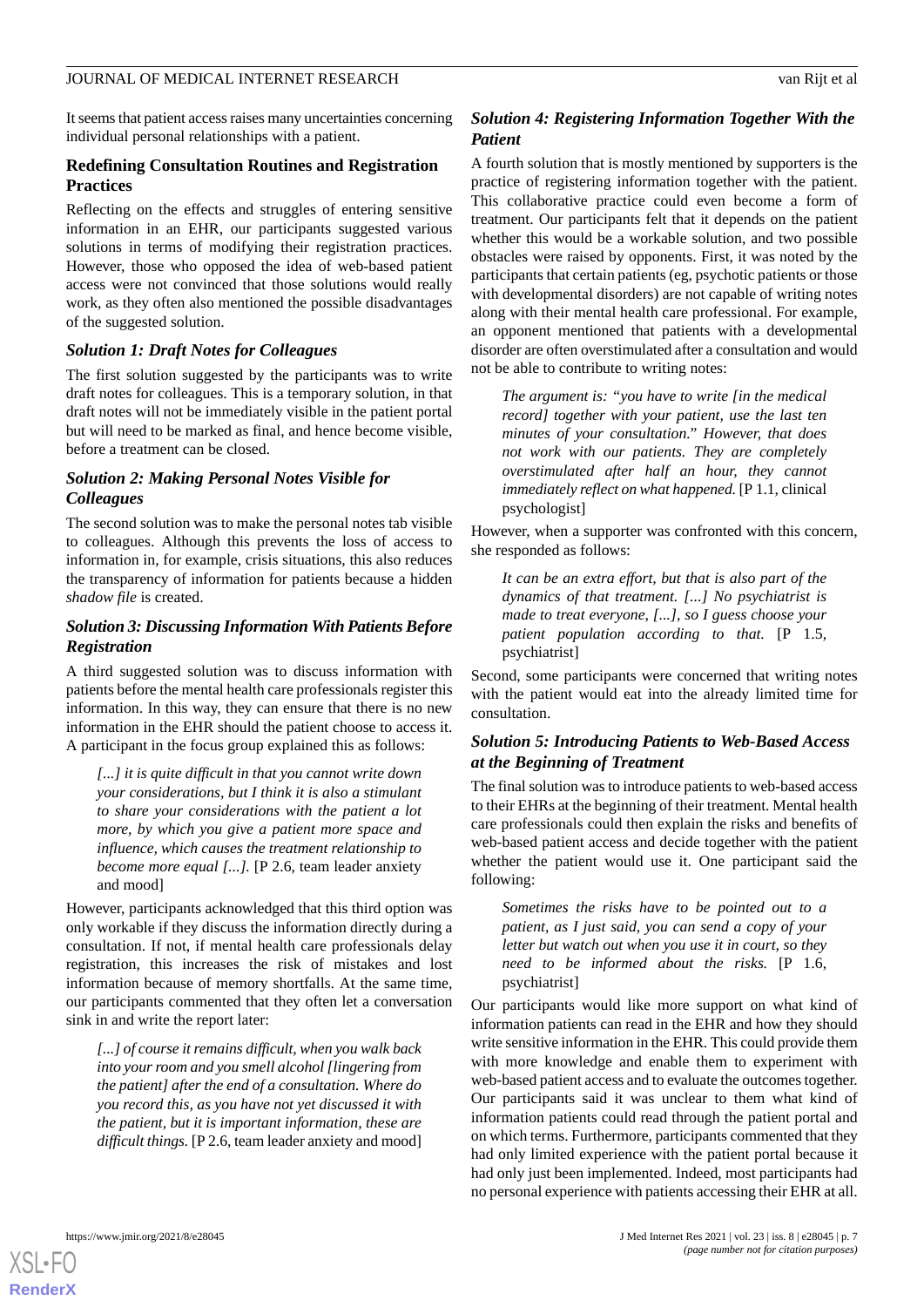It seems that patient access raises many uncertainties concerning individual personal relationships with a patient.

### Redefining Consultation Routines and Registration Practices

Reflecting on the effects and struggles of entering sensitive information in an EHR, our participants suggested various solutions in terms of modifying their registration practices. However, those who opposed the idea of web-based patient access were not convinced that those solutions would really work, as they often also mentioned the possible disadvantages of the suggested solution.

#### *Solution 1: Draft Notes for Colleagues*

The first solution suggested by the participants was to write draft notes for colleagues. This is a temporary solution, in that draft notes will not be immediately visible in the patient portal but will need to be marked as final, and hence become visible, before a treatment can be closed.

#### *Solution 2: Making Personal Notes Visible for Colleagues*

The second solution was to make the personal notes tab visible to colleagues. Although this prevents the loss of access to information in, for example, crisis situations, this also reduces the transparency of information for patients because a hidden *shadow file* is created.

#### *Solution 3: Discussing Information With Patients Before Registration*

A third suggested solution was to discuss information with patients before the mental health care professionals register this information. In this way, they can ensure that there is no new information in the EHR should the patient choose to access it. A participant in the focus group explained this as follows:

> *[...] it is quite difficult in that you cannot write down your considerations, but I think it is also a stimulant to share your considerations with the patient a lot more, by which you give a patient more space and influence, which causes the treatment relationship to become more equal [...].* [P 2.6, team leader anxiety and mood]

However, participants acknowledged that this third option was only workable if they discuss the information directly during a consultation. If not, if mental health care professionals delay registration, this increases the risk of mistakes and lost information because of memory shortfalls. At the same time, our participants commented that they often let a conversation sink in and write the report later:

> *[...] of course it remains difficult, when you walk back into your room and you smell alcohol [lingering from the patient] after the end of a consultation. Where do you record this, as you have not yet discussed it with the patient, but it is important information, these are difficult things.* [P 2.6, team leader anxiety and mood]

#### *Solution 4: Registering Information Together With the Patient*

A fourth solution that is mostly mentioned by supporters is the practice of registering information together with the patient. This collaborative practice could even become a form of treatment. Our participants felt that it depends on the patient whether this would be a workable solution, and two possible obstacles were raised by opponents. First, it was noted by the participants that certain patients (eg, psychotic patients or those with developmental disorders) are not capable of writing notes along with their mental health care professional. For example, an opponent mentioned that patients with a developmental disorder are often overstimulated after a consultation and would not be able to contribute to writing notes:

> *The argument is: "you have to write [in the medical record] together with your patient, use the last ten minutes of your consultation." However, that does not work with our patients. They are completely overstimulated after half an hour, they cannot immediately reflect on what happened.* [P 1.1, clinical psychologist]

However, when a supporter was confronted with this concern, she responded as follows:

> *It can be an extra effort, but that is also part of the dynamics of that treatment. [...] No psychiatrist is made to treat everyone, [...], so I guess choose your patient population according to that.* [P 1.5, psychiatrist]

Second, some participants were concerned that writing notes with the patient would eat into the already limited time for consultation.

#### *Solution 5: Introducing Patients to Web-Based Access at the Beginning of Treatment*

The final solution was to introduce patients to web-based access to their EHRs at the beginning of their treatment. Mental health care professionals could then explain the risks and benefits of web-based patient access and decide together with the patient whether the patient would use it. One participant said the following:

> *Sometimes the risks have to be pointed out to a patient, as I just said, you can send a copy of your letter but watch out when you use it in court, so they need to be informed about the risks.* [P 1.6, psychiatrist]

Our participants would like more support on what kind of information patients can read in the EHR and how they should write sensitive information in the EHR. This could provide them with more knowledge and enable them to experiment with web-based patient access and to evaluate the outcomes together. Our participants said it was unclear to them what kind of information patients could read through the patient portal and on which terms. Furthermore, participants commented that they had only limited experience with the patient portal because it had only just been implemented. Indeed, most participants had no personal experience with patients accessing their EHR at all.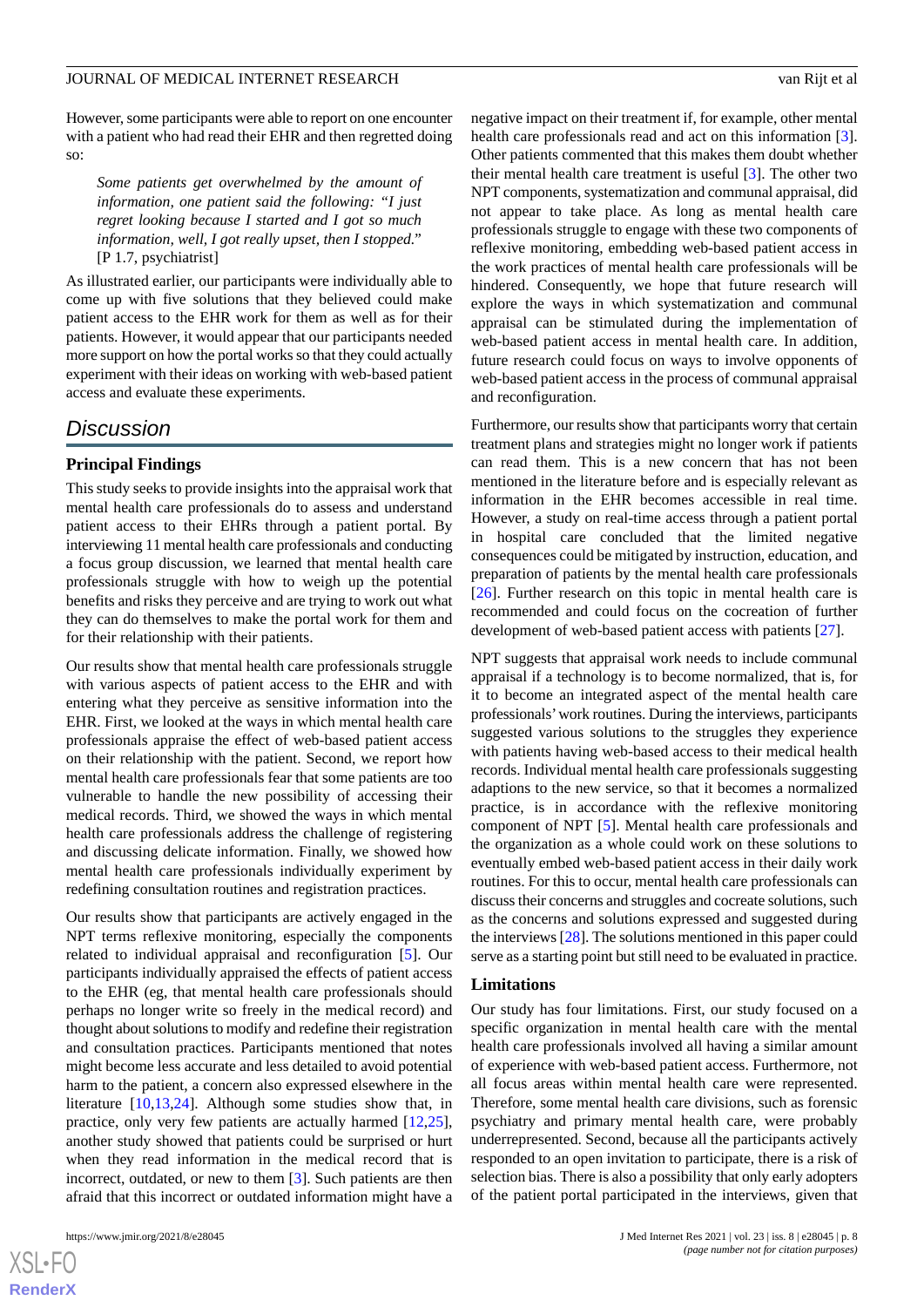However, some participants were able to report on one encounter with a patient who had read their EHR and then regretted doing so:

> *Some patients get overwhelmed by the amount of information, one patient said the following: "I just regret looking because I started and I got so much information, well, I got really upset, then I stopped."* [P 1.7, psychiatrist]

As illustrated earlier, our participants were individually able to come up with five solutions that they believed could make patient access to the EHR work for them as well as for their patients. However, it would appear that our participants needed more support on how the portal works so that they could actually experiment with their ideas on working with web-based patient access and evaluate these experiments.

## Discussion

### Principal Findings

This study seeks to provide insights into the appraisal work that mental health care professionals do to assess and understand patient access to their EHRs through a patient portal. By interviewing 11 mental health care professionals and conducting a focus group discussion, we learned that mental health care professionals struggle with how to weigh up the potential benefits and risks they perceive and are trying to work out what they can do themselves to make the portal work for them and for their relationship with their patients.

Our results show that mental health care professionals struggle with various aspects of patient access to the EHR and with entering what they perceive as sensitive information into the EHR. First, we looked at the ways in which mental health care professionals appraise the effect of web-based patient access on their relationship with the patient. Second, we report how mental health care professionals fear that some patients are too vulnerable to handle the new possibility of accessing their medical records. Third, we showed the ways in which mental health care professionals address the challenge of registering and discussing delicate information. Finally, we showed how mental health care professionals individually experiment by redefining consultation routines and registration practices.

Our results show that participants are actively engaged in the NPT terms reflexive monitoring, especially the components related to individual appraisal and reconfiguration [5]. Our participants individually appraised the effects of patient access to the EHR (eg, that mental health care professionals should perhaps no longer write so freely in the medical record) and thought about solutions to modify and redefine their registration and consultation practices. Participants mentioned that notes might become less accurate and less detailed to avoid potential harm to the patient, a concern also expressed elsewhere in the literature [10,13,24]. Although some studies show that, in practice, only very few patients are actually harmed [12,25], another study showed that patients could be surprised or hurt when they read information in the medical record that is incorrect, outdated, or new to them [3]. Such patients are then afraid that this incorrect or outdated information might have a negative impact on their treatment if, for example, other mental health care professionals read and act on this information [3]. Other patients commented that this makes them doubt whether their mental health care treatment is useful [3]. The other two NPT components, systematization and communal appraisal, did not appear to take place. As long as mental health care professionals struggle to engage with these two components of reflexive monitoring, embedding web-based patient access in the work practices of mental health care professionals will be hindered. Consequently, we hope that future research will explore the ways in which systematization and communal appraisal can be stimulated during the implementation of web-based patient access in mental health care. In addition, future research could focus on ways to involve opponents of web-based patient access in the process of communal appraisal and reconfiguration.

Furthermore, our results show that participants worry that certain treatment plans and strategies might no longer work if patients can read them. This is a new concern that has not been mentioned in the literature before and is especially relevant as information in the EHR becomes accessible in real time. However, a study on real-time access through a patient portal in hospital care concluded that the limited negative consequences could be mitigated by instruction, education, and preparation of patients by the mental health care professionals [26]. Further research on this topic in mental health care is recommended and could focus on the cocreation of further development of web-based patient access with patients [27].

NPT suggests that appraisal work needs to include communal appraisal if a technology is to become normalized, that is, for it to become an integrated aspect of the mental health care professionals' work routines. During the interviews, participants suggested various solutions to the struggles they experience with patients having web-based access to their medical health records. Individual mental health care professionals suggesting adaptions to the new service, so that it becomes a normalized practice, is in accordance with the reflexive monitoring component of NPT [5]. Mental health care professionals and the organization as a whole could work on these solutions to eventually embed web-based patient access in their daily work routines. For this to occur, mental health care professionals can discuss their concerns and struggles and cocreate solutions, such as the concerns and solutions expressed and suggested during the interviews [28]. The solutions mentioned in this paper could serve as a starting point but still need to be evaluated in practice.

### Limitations

Our study has four limitations. First, our study focused on a specific organization in mental health care with the mental health care professionals involved all having a similar amount of experience with web-based patient access. Furthermore, not all focus areas within mental health care were represented. Therefore, some mental health care divisions, such as forensic psychiatry and primary mental health care, were probably underrepresented. Second, because all the participants actively responded to an open invitation to participate, there is a risk of selection bias. There is also a possibility that only early adopters of the patient portal participated in the interviews, given that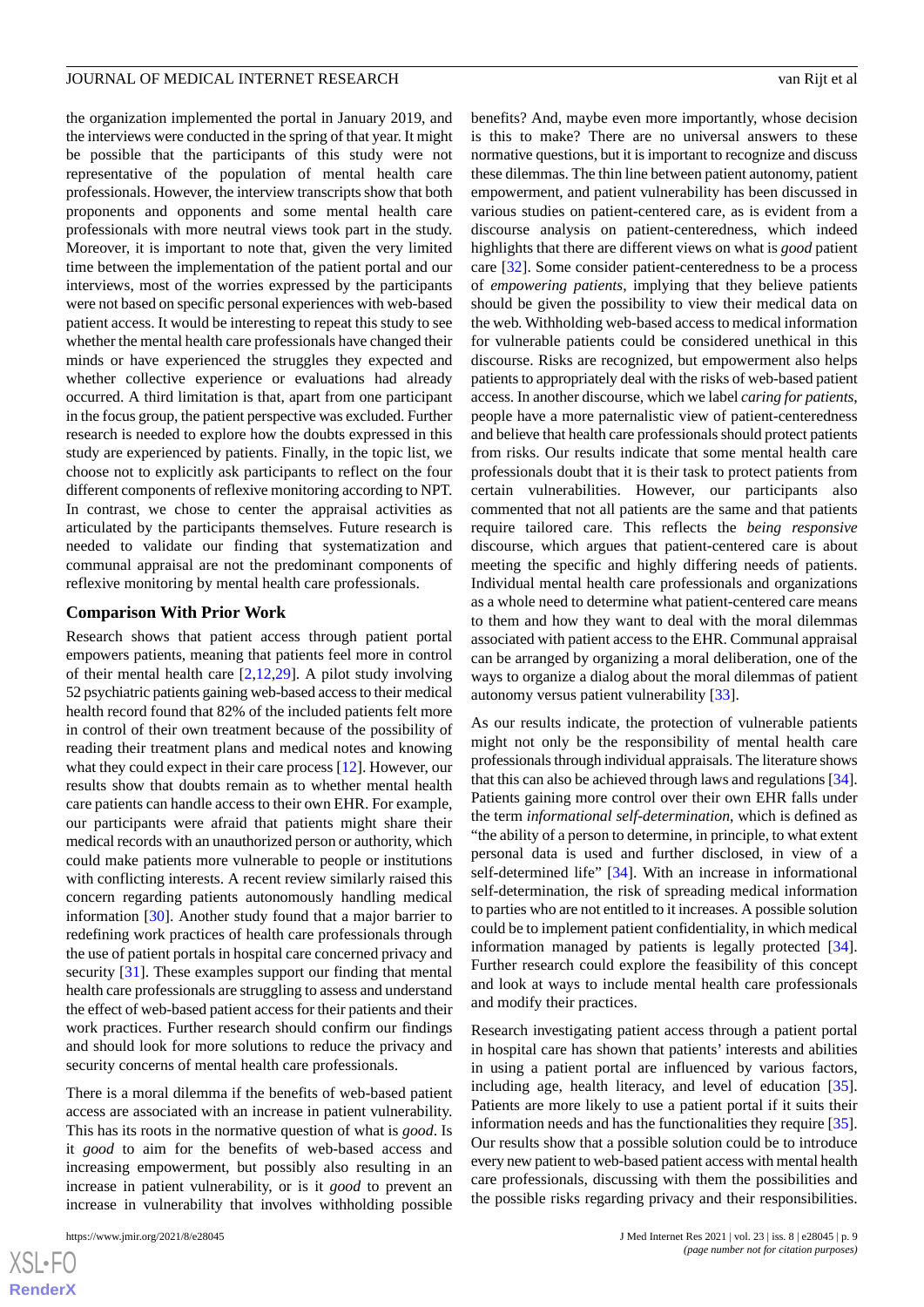the organization implemented the portal in January 2019, and the interviews were conducted in the spring of that year. It might be possible that the participants of this study were not representative of the population of mental health care professionals. However, the interview transcripts show that both proponents and opponents and some mental health care professionals with more neutral views took part in the study. Moreover, it is important to note that, given the very limited time between the implementation of the patient portal and our interviews, most of the worries expressed by the participants were not based on specific personal experiences with web-based patient access. It would be interesting to repeat this study to see whether the mental health care professionals have changed their minds or have experienced the struggles they expected and whether collective experience or evaluations had already occurred. A third limitation is that, apart from one participant in the focus group, the patient perspective was excluded. Further research is needed to explore how the doubts expressed in this study are experienced by patients. Finally, in the topic list, we choose not to explicitly ask participants to reflect on the four different components of reflexive monitoring according to NPT. In contrast, we chose to center the appraisal activities as articulated by the participants themselves. Future research is needed to validate our finding that systematization and communal appraisal are not the predominant components of reflexive monitoring by mental health care professionals.

### Comparison With Prior Work

Research shows that patient access through patient portal empowers patients, meaning that patients feel more in control of their mental health care [2,12,29]. A pilot study involving 52 psychiatric patients gaining web-based access to their medical health record found that 82% of the included patients felt more in control of their own treatment because of the possibility of reading their treatment plans and medical notes and knowing what they could expect in their care process [12]. However, our results show that doubts remain as to whether mental health care patients can handle access to their own EHR. For example, our participants were afraid that patients might share their medical records with an unauthorized person or authority, which could make patients more vulnerable to people or institutions with conflicting interests. A recent review similarly raised this concern regarding patients autonomously handling medical information [30]. Another study found that a major barrier to redefining work practices of health care professionals through the use of patient portals in hospital care concerned privacy and security [31]. These examples support our finding that mental health care professionals are struggling to assess and understand the effect of web-based patient access for their patients and their work practices. Further research should confirm our findings and should look for more solutions to reduce the privacy and security concerns of mental health care professionals.

There is a moral dilemma if the benefits of web-based patient access are associated with an increase in patient vulnerability. This has its roots in the normative question of what is *good*. Is it *good* to aim for the benefits of web-based access and increasing empowerment, but possibly also resulting in an increase in patient vulnerability, or is it *good* to prevent an increase in vulnerability that involves withholding possible benefits? And, maybe even more importantly, whose decision is this to make? There are no universal answers to these normative questions, but it is important to recognize and discuss these dilemmas. The thin line between patient autonomy, patient empowerment, and patient vulnerability has been discussed in various studies on patient-centered care, as is evident from a discourse analysis on patient-centeredness, which indeed highlights that there are different views on what is *good* patient care [32]. Some consider patient-centeredness to be a process of *empowering patients*, implying that they believe patients should be given the possibility to view their medical data on the web. Withholding web-based access to medical information for vulnerable patients could be considered unethical in this discourse. Risks are recognized, but empowerment also helps patients to appropriately deal with the risks of web-based patient access. In another discourse, which we label *caring for patients*, people have a more paternalistic view of patient-centeredness and believe that health care professionals should protect patients from risks. Our results indicate that some mental health care professionals doubt that it is their task to protect patients from certain vulnerabilities. However, our participants also commented that not all patients are the same and that patients require tailored care. This reflects the *being responsive* discourse, which argues that patient-centered care is about meeting the specific and highly differing needs of patients. Individual mental health care professionals and organizations as a whole need to determine what patient-centered care means to them and how they want to deal with the moral dilemmas associated with patient access to the EHR. Communal appraisal can be arranged by organizing a moral deliberation, one of the ways to organize a dialog about the moral dilemmas of patient autonomy versus patient vulnerability [33].

As our results indicate, the protection of vulnerable patients might not only be the responsibility of mental health care professionals through individual appraisals. The literature shows that this can also be achieved through laws and regulations [34]. Patients gaining more control over their own EHR falls under the term *informational self-determination*, which is defined as "the ability of a person to determine, in principle, to what extent personal data is used and further disclosed, in view of a self-determined life" [34]. With an increase in informational self-determination, the risk of spreading medical information to parties who are not entitled to it increases. A possible solution could be to implement patient confidentiality, in which medical information managed by patients is legally protected [34]. Further research could explore the feasibility of this concept and look at ways to include mental health care professionals and modify their practices.

Research investigating patient access through a patient portal in hospital care has shown that patients' interests and abilities in using a patient portal are influenced by various factors, including age, health literacy, and level of education [35]. Patients are more likely to use a patient portal if it suits their information needs and has the functionalities they require [35]. Our results show that a possible solution could be to introduce every new patient to web-based patient access with mental health care professionals, discussing with them the possibilities and the possible risks regarding privacy and their responsibilities.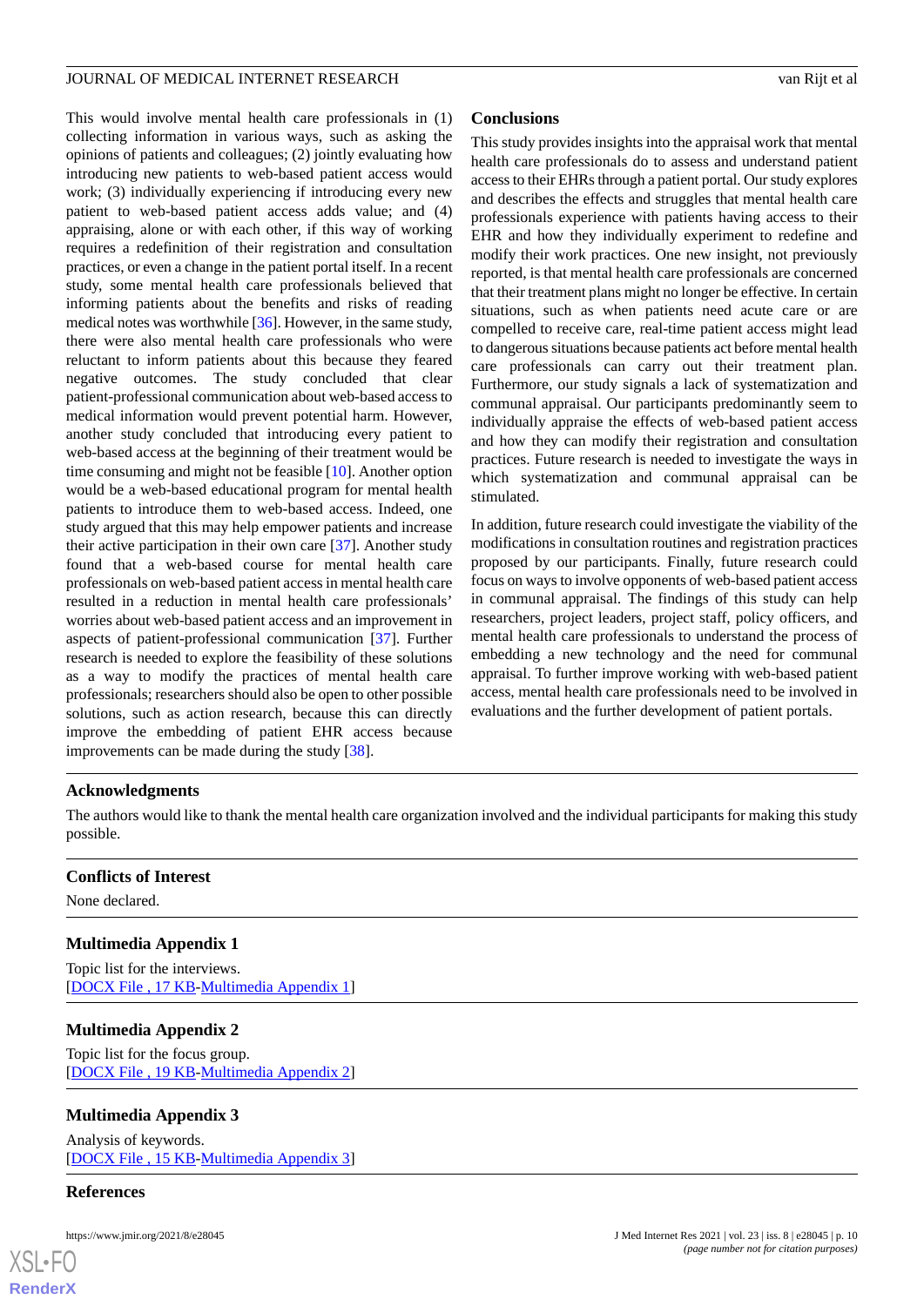This would involve mental health care professionals in (1) collecting information in various ways, such as asking the opinions of patients and colleagues; (2) jointly evaluating how introducing new patients to web-based patient access would work; (3) individually experiencing if introducing every new patient to web-based patient access adds value; and (4) appraising, alone or with each other, if this way of working requires a redefinition of their registration and consultation practices, or even a change in the patient portal itself. In a recent study, some mental health care professionals believed that informing patients about the benefits and risks of reading medical notes was worthwhile [36]. However, in the same study, there were also mental health care professionals who were reluctant to inform patients about this because they feared negative outcomes. The study concluded that clear patient-professional communication about web-based access to medical information would prevent potential harm. However, another study concluded that introducing every patient to web-based access at the beginning of their treatment would be time consuming and might not be feasible [10]. Another option would be a web-based educational program for mental health patients to introduce them to web-based access. Indeed, one study argued that this may help empower patients and increase their active participation in their own care [37]. Another study found that a web-based course for mental health care professionals on web-based patient access in mental health care resulted in a reduction in mental health care professionals' worries about web-based patient access and an improvement in aspects of patient-professional communication [37]. Further research is needed to explore the feasibility of these solutions as a way to modify the practices of mental health care professionals; researchers should also be open to other possible solutions, such as action research, because this can directly improve the embedding of patient EHR access because improvements can be made during the study [38].

## Conclusions

This study provides insights into the appraisal work that mental health care professionals do to assess and understand patient access to their EHRs through a patient portal. Our study explores and describes the effects and struggles that mental health care professionals experience with patients having access to their EHR and how they individually experiment to redefine and modify their work practices. One new insight, not previously reported, is that mental health care professionals are concerned that their treatment plans might no longer be effective. In certain situations, such as when patients need acute care or are compelled to receive care, real-time patient access might lead to dangerous situations because patients act before mental health care professionals can carry out their treatment plan. Furthermore, our study signals a lack of systematization and communal appraisal. Our participants predominantly seem to individually appraise the effects of web-based patient access and how they can modify their registration and consultation practices. Future research is needed to investigate the ways in which systematization and communal appraisal can be stimulated.

In addition, future research could investigate the viability of the modifications in consultation routines and registration practices proposed by our participants. Finally, future research could focus on ways to involve opponents of web-based patient access in communal appraisal. The findings of this study can help researchers, project leaders, project staff, policy officers, and mental health care professionals to understand the process of embedding a new technology and the need for communal appraisal. To further improve working with web-based patient access, mental health care professionals need to be involved in evaluations and the further development of patient portals.

## Acknowledgments

The authors would like to thank the mental health care organization involved and the individual participants for making this study possible.

## Conflicts of Interest

None declared.

## Multimedia Appendix 1

Topic list for the interviews.
[DOCX File , 17 KB-Multimedia Appendix 1]

## Multimedia Appendix 2

Topic list for the focus group.
[DOCX File , 19 KB-Multimedia Appendix 2]

## Multimedia Appendix 3

Analysis of keywords.
[DOCX File , 15 KB-Multimedia Appendix 3]

## References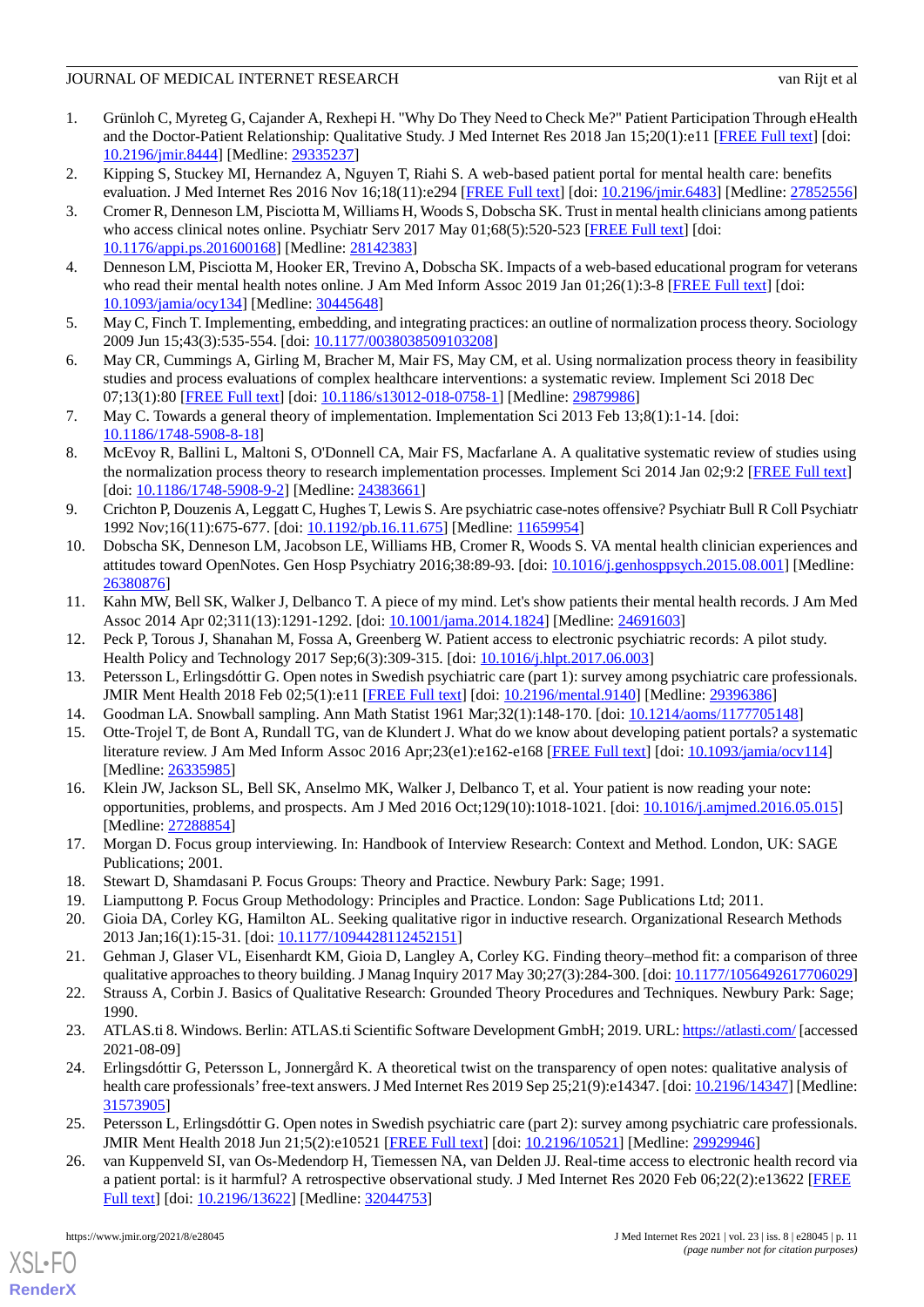1. Grünloh C, Myreteg G, Cajander A, Rexhepi H. "Why Do They Need to Check Me?" Patient Participation Through eHealth and the Doctor-Patient Relationship: Qualitative Study. J Med Internet Res 2018 Jan 15;20(1):e11 [FREE Full text] [doi: 10.2196/jmir.8444] [Medline: 29335237]
2. Kipping S, Stuckey MI, Hernandez A, Nguyen T, Riahi S. A web-based patient portal for mental health care: benefits evaluation. J Med Internet Res 2016 Nov 16;18(11):e294 [FREE Full text] [doi: 10.2196/jmir.6483] [Medline: 27852556]
3. Cromer R, Denneson LM, Pisciotta M, Williams H, Woods S, Dobscha SK. Trust in mental health clinicians among patients who access clinical notes online. Psychiatr Serv 2017 May 01;68(5):520-523 [FREE Full text] [doi: 10.1176/appi.ps.201600168] [Medline: 28142383]
4. Denneson LM, Pisciotta M, Hooker ER, Trevino A, Dobscha SK. Impacts of a web-based educational program for veterans who read their mental health notes online. J Am Med Inform Assoc 2019 Jan 01;26(1):3-8 [FREE Full text] [doi: 10.1093/jamia/ocy134] [Medline: 30445648]
5. May C, Finch T. Implementing, embedding, and integrating practices: an outline of normalization process theory. Sociology 2009 Jun 15;43(3):535-554. [doi: 10.1177/0038038509103208]
6. May CR, Cummings A, Girling M, Bracher M, Mair FS, May CM, et al. Using normalization process theory in feasibility studies and process evaluations of complex healthcare interventions: a systematic review. Implement Sci 2018 Dec 07;13(1):80 [FREE Full text] [doi: 10.1186/s13012-018-0758-1] [Medline: 29879986]
7. May C. Towards a general theory of implementation. Implementation Sci 2013 Feb 13;8(1):1-14. [doi: 10.1186/1748-5908-8-18]
8. McEvoy R, Ballini L, Maltoni S, O'Donnell CA, Mair FS, Macfarlane A. A qualitative systematic review of studies using the normalization process theory to research implementation processes. Implement Sci 2014 Jan 02;9:2 [FREE Full text] [doi: 10.1186/1748-5908-9-2] [Medline: 24383661]
9. Crichton P, Douzenis A, Leggatt C, Hughes T, Lewis S. Are psychiatric case-notes offensive? Psychiatr Bull R Coll Psychiatr 1992 Nov;16(11):675-677. [doi: 10.1192/pb.16.11.675] [Medline: 11659954]
10. Dobscha SK, Denneson LM, Jacobson LE, Williams HB, Cromer R, Woods S. VA mental health clinician experiences and attitudes toward OpenNotes. Gen Hosp Psychiatry 2016;38:89-93. [doi: 10.1016/j.genhosppsych.2015.08.001] [Medline: 26380876]
11. Kahn MW, Bell SK, Walker J, Delbanco T. A piece of my mind. Let's show patients their mental health records. J Am Med Assoc 2014 Apr 02;311(13):1291-1292. [doi: 10.1001/jama.2014.1824] [Medline: 24691603]
12. Peck P, Torous J, Shanahan M, Fossa A, Greenberg W. Patient access to electronic psychiatric records: A pilot study. Health Policy and Technology 2017 Sep;6(3):309-315. [doi: 10.1016/j.hlpt.2017.06.003]
13. Petersson L, Erlingsdóttir G. Open notes in Swedish psychiatric care (part 1): survey among psychiatric care professionals. JMIR Ment Health 2018 Feb 02;5(1):e11 [FREE Full text] [doi: 10.2196/mental.9140] [Medline: 29396386]
14. Goodman LA. Snowball sampling. Ann Math Statist 1961 Mar;32(1):148-170. [doi: 10.1214/aoms/1177705148]
15. Otte-Trojel T, de Bont A, Rundall TG, van de Klundert J. What do we know about developing patient portals? a systematic literature review. J Am Med Inform Assoc 2016 Apr;23(e1):e162-e168 [FREE Full text] [doi: 10.1093/jamia/ocv114] [Medline: 26335985]
16. Klein JW, Jackson SL, Bell SK, Anselmo MK, Walker J, Delbanco T, et al. Your patient is now reading your note: opportunities, problems, and prospects. Am J Med 2016 Oct;129(10):1018-1021. [doi: 10.1016/j.amjmed.2016.05.015] [Medline: 27288854]
17. Morgan D. Focus group interviewing. In: Handbook of Interview Research: Context and Method. London, UK: SAGE Publications; 2001.
18. Stewart D, Shamdasani P. Focus Groups: Theory and Practice. Newbury Park: Sage; 1991.
19. Liamputtong P. Focus Group Methodology: Principles and Practice. London: Sage Publications Ltd; 2011.
20. Gioia DA, Corley KG, Hamilton AL. Seeking qualitative rigor in inductive research. Organizational Research Methods 2013 Jan;16(1):15-31. [doi: 10.1177/1094428112452151]
21. Gehman J, Glaser VL, Eisenhardt KM, Gioia D, Langley A, Corley KG. Finding theory–method fit: a comparison of three qualitative approaches to theory building. J Manag Inquiry 2017 May 30;27(3):284-300. [doi: 10.1177/1056492617706029]
22. Strauss A, Corbin J. Basics of Qualitative Research: Grounded Theory Procedures and Techniques. Newbury Park: Sage; 1990.
23. ATLAS.ti 8. Windows. Berlin: ATLAS.ti Scientific Software Development GmbH; 2019. URL: https://atlasti.com/ [accessed 2021-08-09]
24. Erlingsdóttir G, Petersson L, Jonnergård K. A theoretical twist on the transparency of open notes: qualitative analysis of health care professionals' free-text answers. J Med Internet Res 2019 Sep 25;21(9):e14347. [doi: 10.2196/14347] [Medline: 31573905]
25. Petersson L, Erlingsdóttir G. Open notes in Swedish psychiatric care (part 2): survey among psychiatric care professionals. JMIR Ment Health 2018 Jun 21;5(2):e10521 [FREE Full text] [doi: 10.2196/10521] [Medline: 29929946]
26. van Kuppenveld SI, van Os-Medendorp H, Tiemessen NA, van Delden JJ. Real-time access to electronic health record via a patient portal: is it harmful? A retrospective observational study. J Med Internet Res 2020 Feb 06;22(2):e13622 [FREE Full text] [doi: 10.2196/13622] [Medline: 32044753]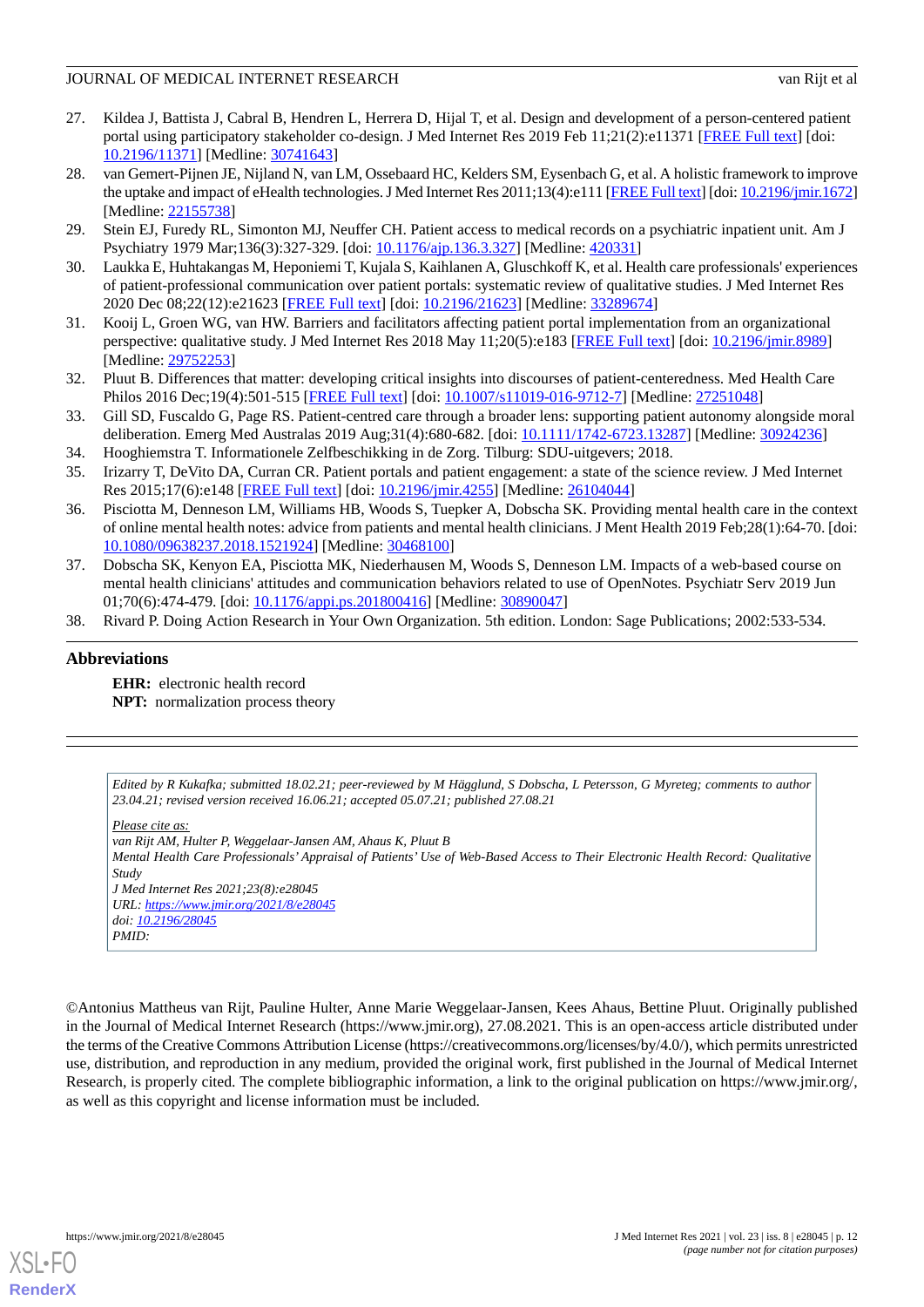27. Kildea J, Battista J, Cabral B, Hendren L, Herrera D, Hijal T, et al. Design and development of a person-centered patient portal using participatory stakeholder co-design. J Med Internet Res 2019 Feb 11;21(2):e11371 [FREE Full text] [doi: 10.2196/11371] [Medline: 30741643]
28. van Gemert-Pijnen JE, Nijland N, van LM, Ossebaard HC, Kelders SM, Eysenbach G, et al. A holistic framework to improve the uptake and impact of eHealth technologies. J Med Internet Res 2011;13(4):e111 [FREE Full text] [doi: 10.2196/jmir.1672] [Medline: 22155738]
29. Stein EJ, Furedy RL, Simonton MJ, Neuffer CH. Patient access to medical records on a psychiatric inpatient unit. Am J Psychiatry 1979 Mar;136(3):327-329. [doi: 10.1176/ajp.136.3.327] [Medline: 420331]
30. Laukka E, Huhtakangas M, Heponiemi T, Kujala S, Kaihlanen A, Gluschkoff K, et al. Health care professionals' experiences of patient-professional communication over patient portals: systematic review of qualitative studies. J Med Internet Res 2020 Dec 08;22(12):e21623 [FREE Full text] [doi: 10.2196/21623] [Medline: 33289674]
31. Kooij L, Groen WG, van HW. Barriers and facilitators affecting patient portal implementation from an organizational perspective: qualitative study. J Med Internet Res 2018 May 11;20(5):e183 [FREE Full text] [doi: 10.2196/jmir.8989] [Medline: 29752253]
32. Pluut B. Differences that matter: developing critical insights into discourses of patient-centeredness. Med Health Care Philos 2016 Dec;19(4):501-515 [FREE Full text] [doi: 10.1007/s11019-016-9712-7] [Medline: 27251048]
33. Gill SD, Fuscaldo G, Page RS. Patient-centred care through a broader lens: supporting patient autonomy alongside moral deliberation. Emerg Med Australas 2019 Aug;31(4):680-682. [doi: 10.1111/1742-6723.13287] [Medline: 30924236]
34. Hooghiemstra T. Informationele Zelfbeschikking in de Zorg. Tilburg: SDU-uitgevers; 2018.
35. Irizarry T, DeVito DA, Curran CR. Patient portals and patient engagement: a state of the science review. J Med Internet Res 2015;17(6):e148 [FREE Full text] [doi: 10.2196/jmir.4255] [Medline: 26104044]
36. Pisciotta M, Denneson LM, Williams HB, Woods S, Tuepker A, Dobscha SK. Providing mental health care in the context of online mental health notes: advice from patients and mental health clinicians. J Ment Health 2019 Feb;28(1):64-70. [doi: 10.1080/09638237.2018.1521924] [Medline: 30468100]
37. Dobscha SK, Kenyon EA, Pisciotta MK, Niederhausen M, Woods S, Denneson LM. Impacts of a web-based course on mental health clinicians' attitudes and communication behaviors related to use of OpenNotes. Psychiatr Serv 2019 Jun 01;70(6):474-479. [doi: 10.1176/appi.ps.201800416] [Medline: 30890047]
38. Rivard P. Doing Action Research in Your Own Organization. 5th edition. London: Sage Publications; 2002:533-534.

## Abbreviations

**EHR:** electronic health record
**NPT:** normalization process theory

*Edited by R Kukafka; submitted 18.02.21; peer-reviewed by M Hägglund, S Dobscha, L Petersson, G Myreteg; comments to author 23.04.21; revised version received 16.06.21; accepted 05.07.21; published 27.08.21*

*Please cite as:*
*van Rijt AM, Hulter P, Weggelaar-Jansen AM, Ahaus K, Pluut B*
*Mental Health Care Professionals' Appraisal of Patients' Use of Web-Based Access to Their Electronic Health Record: Qualitative Study*
*J Med Internet Res 2021;23(8):e28045*
*URL: https://www.jmir.org/2021/8/e28045*
*doi: 10.2196/28045*
*PMID:*

©Antonius Mattheus van Rijt, Pauline Hulter, Anne Marie Weggelaar-Jansen, Kees Ahaus, Bettine Pluut. Originally published in the Journal of Medical Internet Research (https://www.jmir.org), 27.08.2021. This is an open-access article distributed under the terms of the Creative Commons Attribution License (https://creativecommons.org/licenses/by/4.0/), which permits unrestricted use, distribution, and reproduction in any medium, provided the original work, first published in the Journal of Medical Internet Research, is properly cited. The complete bibliographic information, a link to the original publication on https://www.jmir.org/, as well as this copyright and license information must be included.